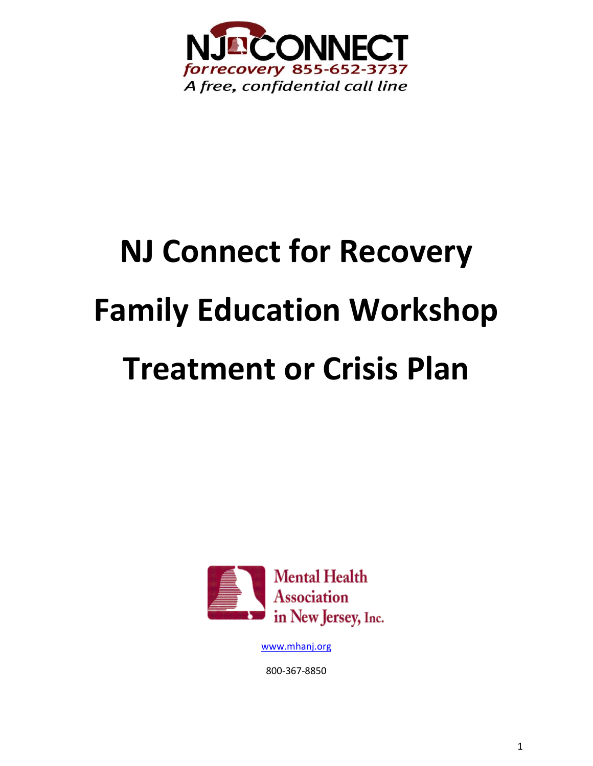NJ CONNECT

forrecovery 855-652-3737

*A free, confidential call line*

# NJ Connect for Recovery

# Family Education Workshop

# Treatment or Crisis Plan

Mental Health Association in New Jersey, Inc.

www.mhanj.org

800-367-8850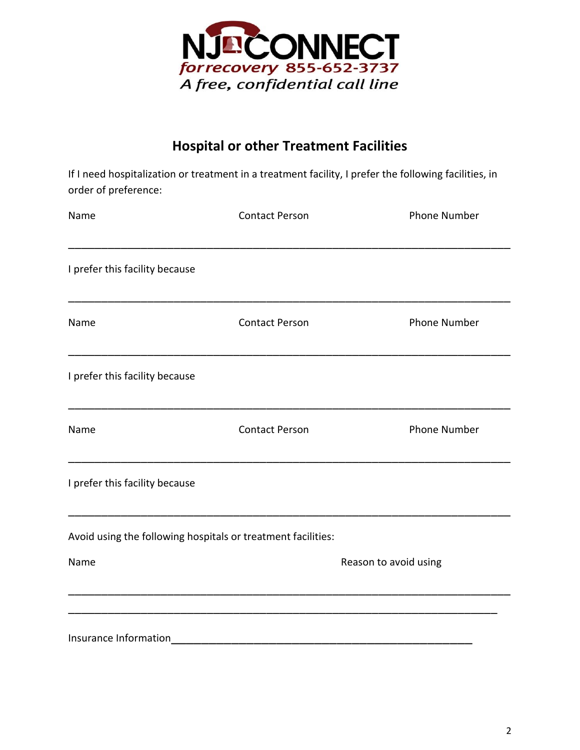NJ CONNECT
*forrecovery 855-652-3737*
*A free, confidential call line*

## Hospital or other Treatment Facilities

If I need hospitalization or treatment in a treatment facility, I prefer the following facilities, in order of preference:

Name                Contact Person                Phone Number

_______________________________________________________________________________

I prefer this facility because

_______________________________________________________________________________

Name                Contact Person                Phone Number

_______________________________________________________________________________

I prefer this facility because

_______________________________________________________________________________

Name                Contact Person                Phone Number

_______________________________________________________________________________

I prefer this facility because

_______________________________________________________________________________

Avoid using the following hospitals or treatment facilities:

Name                Reason to avoid using

_______________________________________________________________________________

_______________________________________________________________________________

Insurance Information_______________________________________________________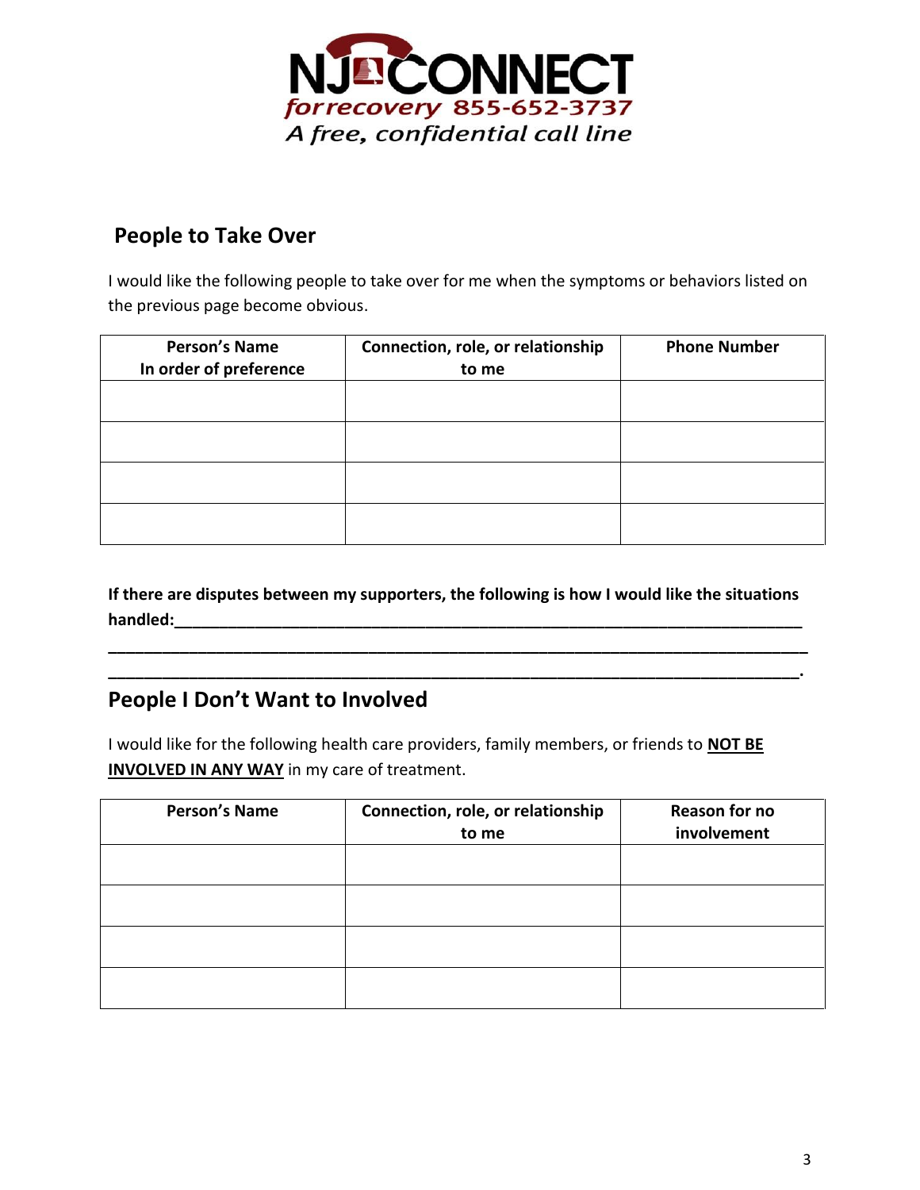NJ CONNECT
*forrecovery 855-652-3737*
*A free, confidential call line*

## People to Take Over

I would like the following people to take over for me when the symptoms or behaviors listed on the previous page become obvious.

| Person's Name In order of preference | Connection, role, or relationship to me | Phone Number |
|---|---|---|
| | | |
| | | |
| | | |
| | | |

**If there are disputes between my supporters, the following is how I would like the situations handled:__________________________________________________________________________**
**_______________________________________________________________________________**
**______________________________________________________________________________.**

## People I Don't Want to Involved

I would like for the following health care providers, family members, or friends to **NOT BE INVOLVED IN ANY WAY** in my care of treatment.

| Person's Name | Connection, role, or relationship to me | Reason for no involvement |
|---|---|---|
| | | |
| | | |
| | | |
| | | |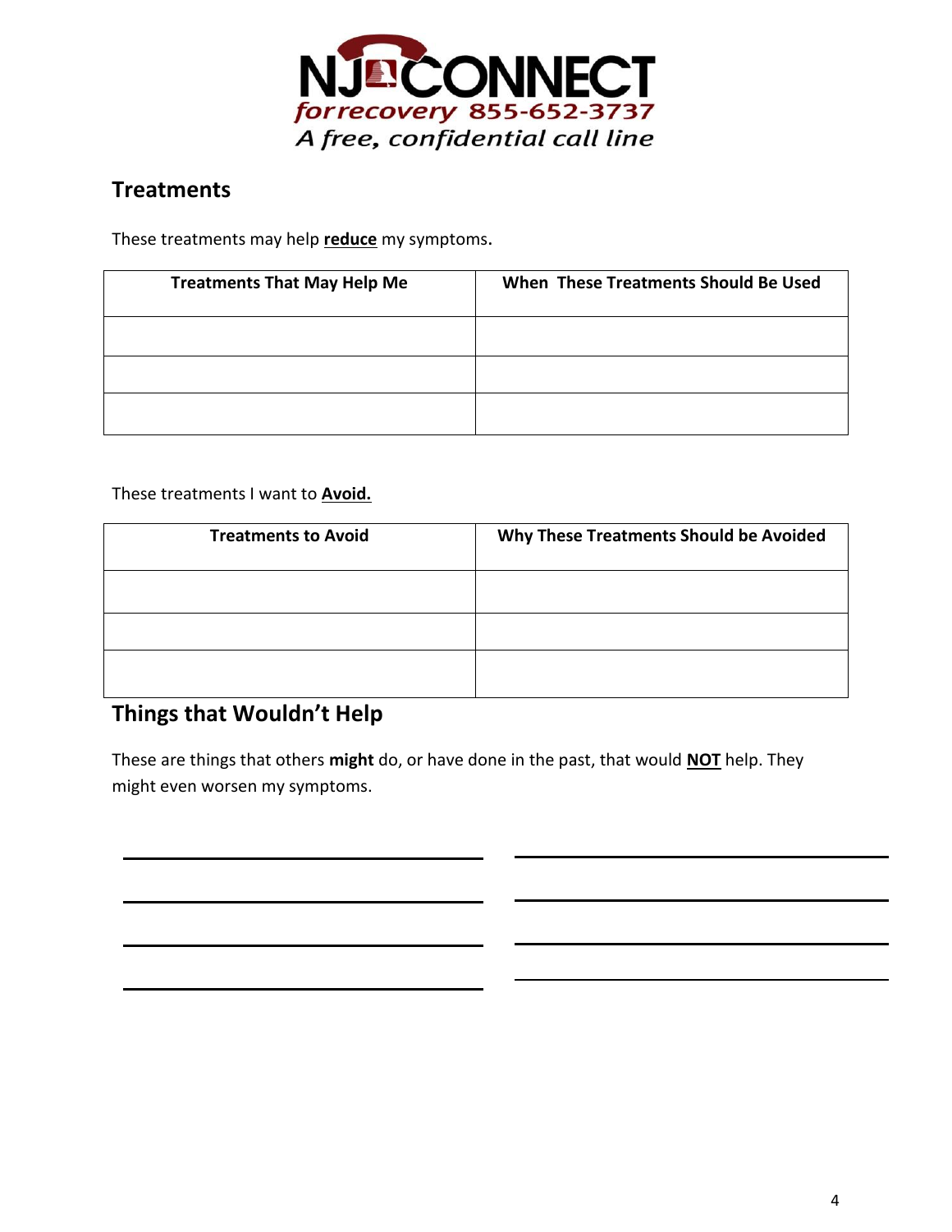NJ CONNECT forrecovery 855-652-3737
A free, confidential call line

## Treatments

These treatments may help **reduce** my symptoms.

| Treatments That May Help Me | When These Treatments Should Be Used |
|---|---|
| | |
| | |
| | |

These treatments I want to **Avoid.**

| Treatments to Avoid | Why These Treatments Should be Avoided |
|---|---|
| | |
| | |
| | |

## Things that Wouldn't Help

These are things that others **might** do, or have done in the past, that would **NOT** help. They might even worsen my symptoms.

\_\_\_\_\_\_\_\_\_\_\_\_\_\_\_\_\_\_\_\_\_\_\_\_\_\_\_\_ \_\_\_\_\_\_\_\_\_\_\_\_\_\_\_\_\_\_\_\_\_\_\_\_\_\_\_\_

\_\_\_\_\_\_\_\_\_\_\_\_\_\_\_\_\_\_\_\_\_\_\_\_\_\_\_\_ \_\_\_\_\_\_\_\_\_\_\_\_\_\_\_\_\_\_\_\_\_\_\_\_\_\_\_\_

\_\_\_\_\_\_\_\_\_\_\_\_\_\_\_\_\_\_\_\_\_\_\_\_\_\_\_\_ \_\_\_\_\_\_\_\_\_\_\_\_\_\_\_\_\_\_\_\_\_\_\_\_\_\_\_\_

\_\_\_\_\_\_\_\_\_\_\_\_\_\_\_\_\_\_\_\_\_\_\_\_\_\_\_\_ \_\_\_\_\_\_\_\_\_\_\_\_\_\_\_\_\_\_\_\_\_\_\_\_\_\_\_\_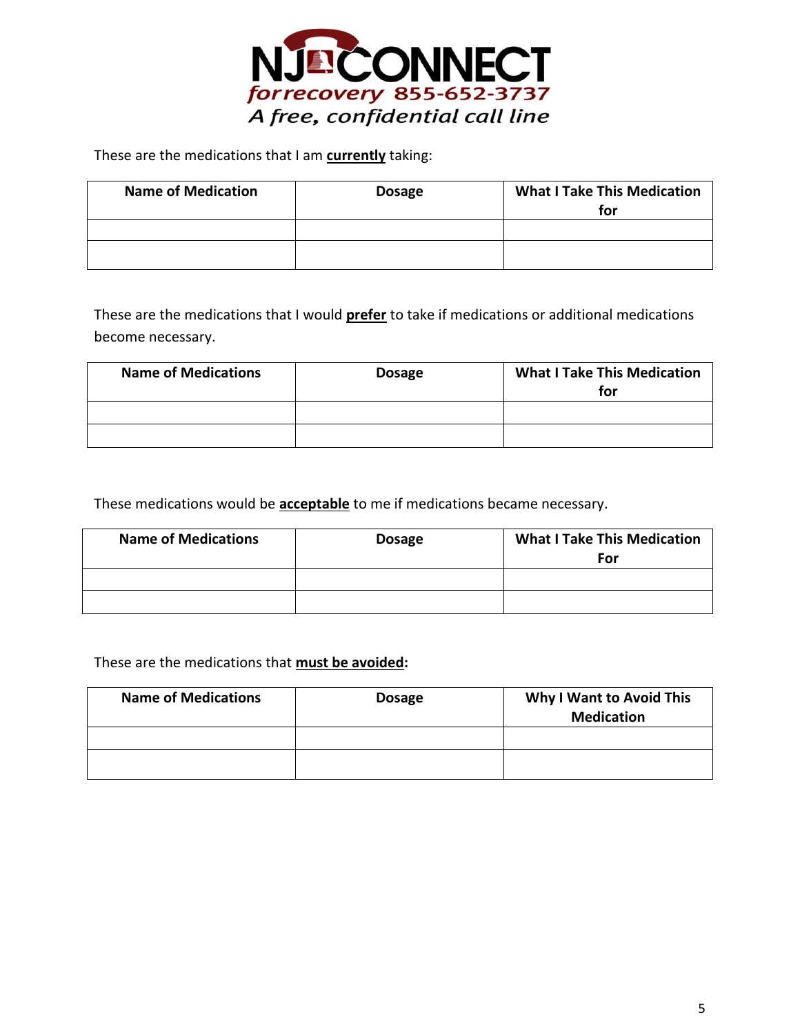NJ CONNECT for recovery 855-652-3737
A free, confidential call line

These are the medications that I am **currently** taking:

| Name of Medication | Dosage | What I Take This Medication for |
|---|---|---|
| | | |
| | | |

These are the medications that I would **prefer** to take if medications or additional medications become necessary.

| Name of Medications | Dosage | What I Take This Medication for |
|---|---|---|
| | | |
| | | |

These medications would be **acceptable** to me if medications became necessary.

| Name of Medications | Dosage | What I Take This Medication For |
|---|---|---|
| | | |
| | | |

These are the medications that **must be avoided:**

| Name of Medications | Dosage | Why I Want to Avoid This Medication |
|---|---|---|
| | | |
| | | |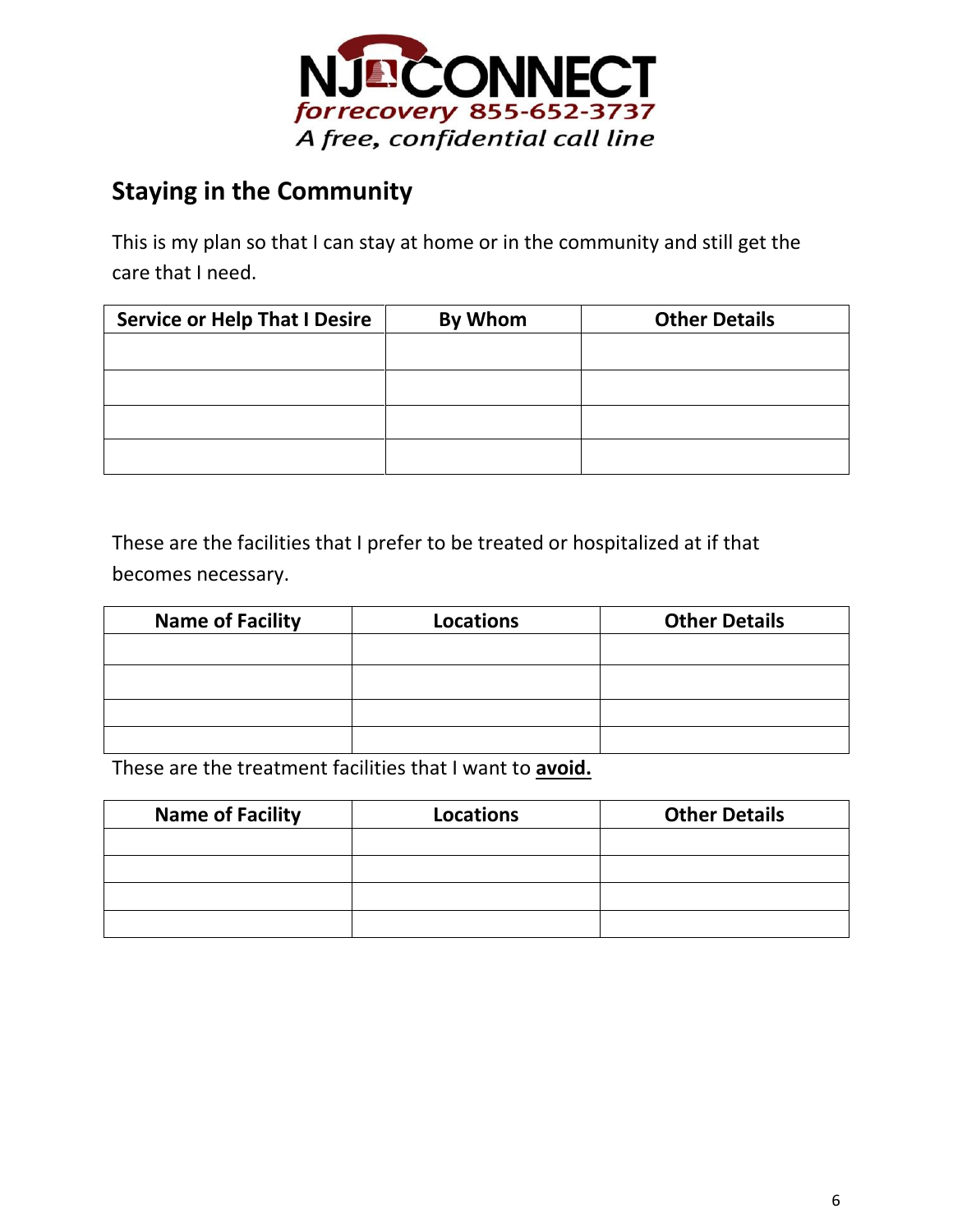NJ CONNECT
forrecovery 855-652-3737
A free, confidential call line

## Staying in the Community

This is my plan so that I can stay at home or in the community and still get the care that I need.

| Service or Help That I Desire | By Whom | Other Details |
| --- | --- | --- |
| | | |
| | | |
| | | |
| | | |

These are the facilities that I prefer to be treated or hospitalized at if that becomes necessary.

| Name of Facility | Locations | Other Details |
| --- | --- | --- |
| | | |
| | | |
| | | |
| | | |

These are the treatment facilities that I want to **avoid.**

| Name of Facility | Locations | Other Details |
| --- | --- | --- |
| | | |
| | | |
| | | |
| | | |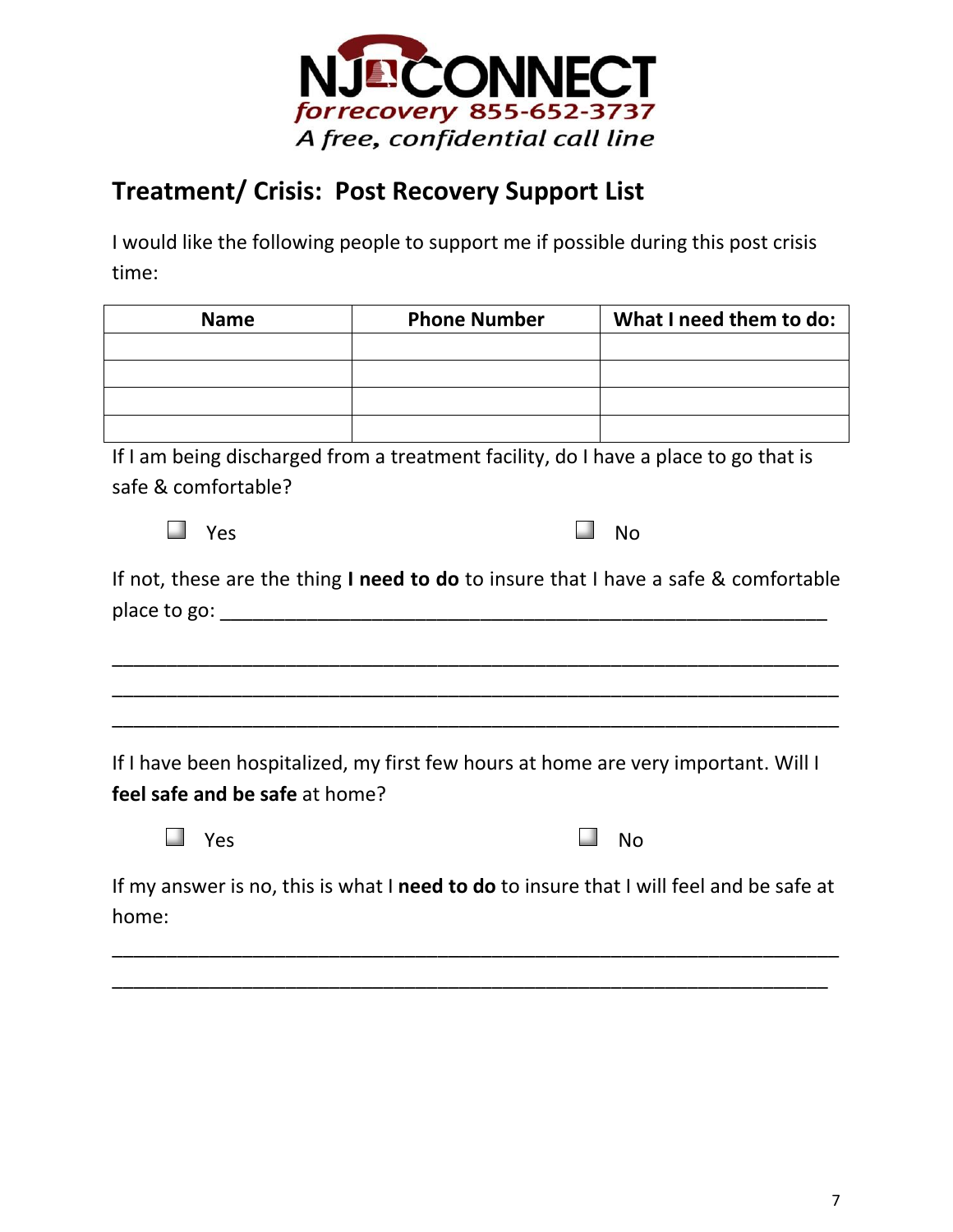NJ CONNECT

forrecovery 855-652-3737

*A free, confidential call line*

## Treatment/ Crisis: Post Recovery Support List

I would like the following people to support me if possible during this post crisis time:

| Name | Phone Number | What I need them to do: |
|---|---|---|
| | | |
| | | |
| | | |
| | | |

If I am being discharged from a treatment facility, do I have a place to go that is safe & comfortable?

☐ Yes ☐ No

If not, these are the thing **I need to do** to insure that I have a safe & comfortable place to go: ____________________________________________________________

______________________________________________________________________

______________________________________________________________________

______________________________________________________________________

If I have been hospitalized, my first few hours at home are very important. Will I **feel safe and be safe** at home?

☐ Yes ☐ No

If my answer is no, this is what I **need to do** to insure that I will feel and be safe at home:

______________________________________________________________________

______________________________________________________________________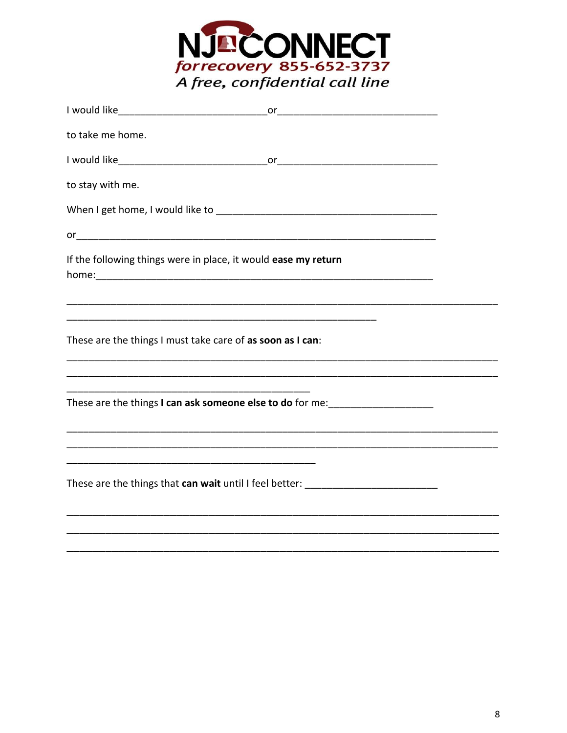NJ CONNECT
for recovery 855-652-3737
*A free, confidential call line*

I would like\_\_\_\_\_\_\_\_\_\_\_\_\_\_\_\_\_\_\_\_\_\_\_\_\_\_\_\_or\_\_\_\_\_\_\_\_\_\_\_\_\_\_\_\_\_\_\_\_\_\_\_\_\_\_\_\_\_\_

to take me home.

I would like\_\_\_\_\_\_\_\_\_\_\_\_\_\_\_\_\_\_\_\_\_\_\_\_\_\_\_\_or\_\_\_\_\_\_\_\_\_\_\_\_\_\_\_\_\_\_\_\_\_\_\_\_\_\_\_\_\_\_

to stay with me.

When I get home, I would like to \_\_\_\_\_\_\_\_\_\_\_\_\_\_\_\_\_\_\_\_\_\_\_\_\_\_\_\_\_\_\_\_\_\_\_\_\_\_\_\_

or\_\_\_\_\_\_\_\_\_\_\_\_\_\_\_\_\_\_\_\_\_\_\_\_\_\_\_\_\_\_\_\_\_\_\_\_\_\_\_\_\_\_\_\_\_\_\_\_\_\_\_\_\_\_\_\_\_\_\_\_\_\_\_\_

If the following things were in place, it would **ease my return** home:\_\_\_\_\_\_\_\_\_\_\_\_\_\_\_\_\_\_\_\_\_\_\_\_\_\_\_\_\_\_\_\_\_\_\_\_\_\_\_\_\_\_\_\_\_\_\_\_\_\_\_\_\_\_\_\_\_\_\_\_\_\_

\_\_\_\_\_\_\_\_\_\_\_\_\_\_\_\_\_\_\_\_\_\_\_\_\_\_\_\_\_\_\_\_\_\_\_\_\_\_\_\_\_\_\_\_\_\_\_\_\_\_\_\_\_\_\_\_\_\_\_\_\_\_\_\_\_\_\_\_\_\_\_\_\_\_\_\_\_\_
\_\_\_\_\_\_\_\_\_\_\_\_\_\_\_\_\_\_\_\_\_\_\_\_\_\_\_\_\_\_\_\_\_\_\_\_\_\_\_\_\_\_\_\_\_\_\_\_\_\_\_\_\_\_\_\_\_\_\_

These are the things I must take care of **as soon as I can**:

\_\_\_\_\_\_\_\_\_\_\_\_\_\_\_\_\_\_\_\_\_\_\_\_\_\_\_\_\_\_\_\_\_\_\_\_\_\_\_\_\_\_\_\_\_\_\_\_\_\_\_\_\_\_\_\_\_\_\_\_\_\_\_\_\_\_\_\_\_\_\_\_\_\_\_\_\_\_
\_\_\_\_\_\_\_\_\_\_\_\_\_\_\_\_\_\_\_\_\_\_\_\_\_\_\_\_\_\_\_\_\_\_\_\_\_\_\_\_\_\_\_\_\_\_\_\_\_\_\_\_\_\_\_\_\_\_\_\_\_\_\_\_\_\_\_\_\_\_\_\_\_\_\_\_\_\_
\_\_\_\_\_\_\_\_\_\_\_\_\_\_\_\_\_\_\_\_\_\_\_\_\_\_\_\_\_\_\_\_\_\_\_\_\_\_\_\_\_\_\_\_\_

These are the things **I can ask someone else to do** for me:\_\_\_\_\_\_\_\_\_\_\_\_\_\_\_\_\_\_\_

\_\_\_\_\_\_\_\_\_\_\_\_\_\_\_\_\_\_\_\_\_\_\_\_\_\_\_\_\_\_\_\_\_\_\_\_\_\_\_\_\_\_\_\_\_\_\_\_\_\_\_\_\_\_\_\_\_\_\_\_\_\_\_\_\_\_\_\_\_\_\_\_\_\_\_\_\_\_
\_\_\_\_\_\_\_\_\_\_\_\_\_\_\_\_\_\_\_\_\_\_\_\_\_\_\_\_\_\_\_\_\_\_\_\_\_\_\_\_\_\_\_\_\_\_\_\_\_\_\_\_\_\_\_\_\_\_\_\_\_\_\_\_\_\_\_\_\_\_\_\_\_\_\_\_\_\_
\_\_\_\_\_\_\_\_\_\_\_\_\_\_\_\_\_\_\_\_\_\_\_\_\_\_\_\_\_\_\_\_\_\_\_\_\_\_\_\_\_\_\_\_\_\_

These are the things that **can wait** until I feel better: \_\_\_\_\_\_\_\_\_\_\_\_\_\_\_\_\_\_\_\_\_\_\_\_

\_\_\_\_\_\_\_\_\_\_\_\_\_\_\_\_\_\_\_\_\_\_\_\_\_\_\_\_\_\_\_\_\_\_\_\_\_\_\_\_\_\_\_\_\_\_\_\_\_\_\_\_\_\_\_\_\_\_\_\_\_\_\_\_\_\_\_\_\_\_\_\_\_\_\_\_\_\_
\_\_\_\_\_\_\_\_\_\_\_\_\_\_\_\_\_\_\_\_\_\_\_\_\_\_\_\_\_\_\_\_\_\_\_\_\_\_\_\_\_\_\_\_\_\_\_\_\_\_\_\_\_\_\_\_\_\_\_\_\_\_\_\_\_\_\_\_\_\_\_\_\_\_\_\_\_\_
\_\_\_\_\_\_\_\_\_\_\_\_\_\_\_\_\_\_\_\_\_\_\_\_\_\_\_\_\_\_\_\_\_\_\_\_\_\_\_\_\_\_\_\_\_\_\_\_\_\_\_\_\_\_\_\_\_\_\_\_\_\_\_\_\_\_\_\_\_\_\_\_\_\_\_\_\_\_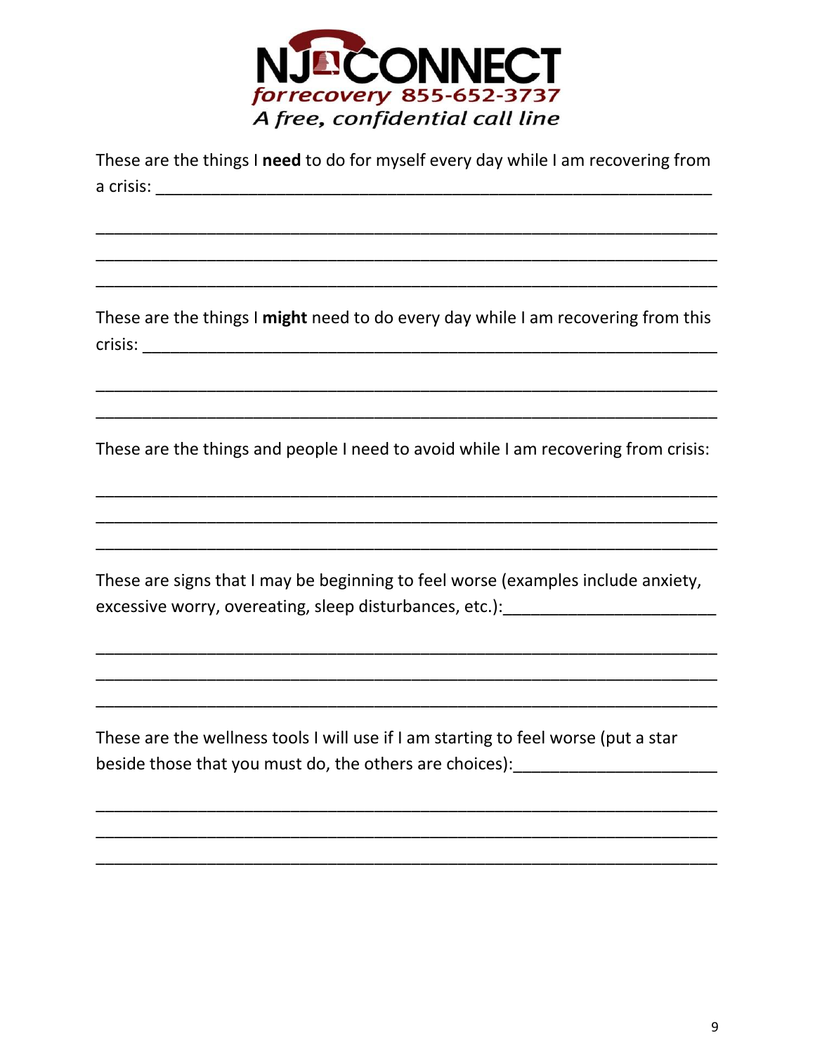NJ CONNECT
*for recovery* 855-652-3737
*A free, confidential call line*

These are the things I **need** to do for myself every day while I am recovering from a crisis: ____________________________________________________________

____________________________________________________________________

____________________________________________________________________

____________________________________________________________________

These are the things I **might** need to do every day while I am recovering from this crisis: ____________________________________________________________

____________________________________________________________________

____________________________________________________________________

These are the things and people I need to avoid while I am recovering from crisis:

____________________________________________________________________

____________________________________________________________________

____________________________________________________________________

These are signs that I may be beginning to feel worse (examples include anxiety, excessive worry, overeating, sleep disturbances, etc.):_______________________

____________________________________________________________________

____________________________________________________________________

____________________________________________________________________

These are the wellness tools I will use if I am starting to feel worse (put a star beside those that you must do, the others are choices):______________________

____________________________________________________________________

____________________________________________________________________

____________________________________________________________________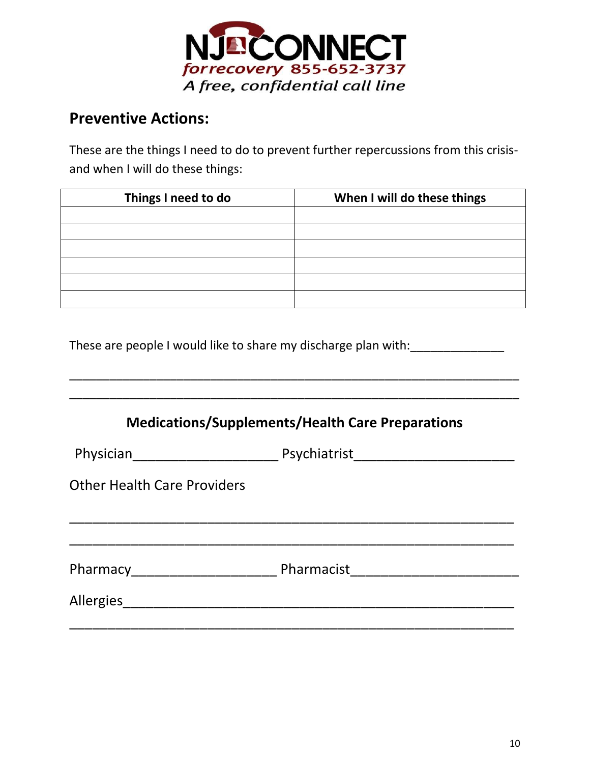NJ CONNECT forrecovery 855-652-3737
A free, confidential call line

## Preventive Actions:

These are the things I need to do to prevent further repercussions from this crisis- and when I will do these things:

| Things I need to do | When I will do these things |
|---|---|
| | |
| | |
| | |
| | |
| | |
| | |

These are people I would like to share my discharge plan with:______________

_________________________________________________________________

_________________________________________________________________

### Medications/Supplements/Health Care Preparations

Physician___________________ Psychiatrist_____________________

Other Health Care Providers

_________________________________________________________________

_________________________________________________________________

Pharmacy___________________ Pharmacist______________________

Allergies___________________________________________________

_________________________________________________________________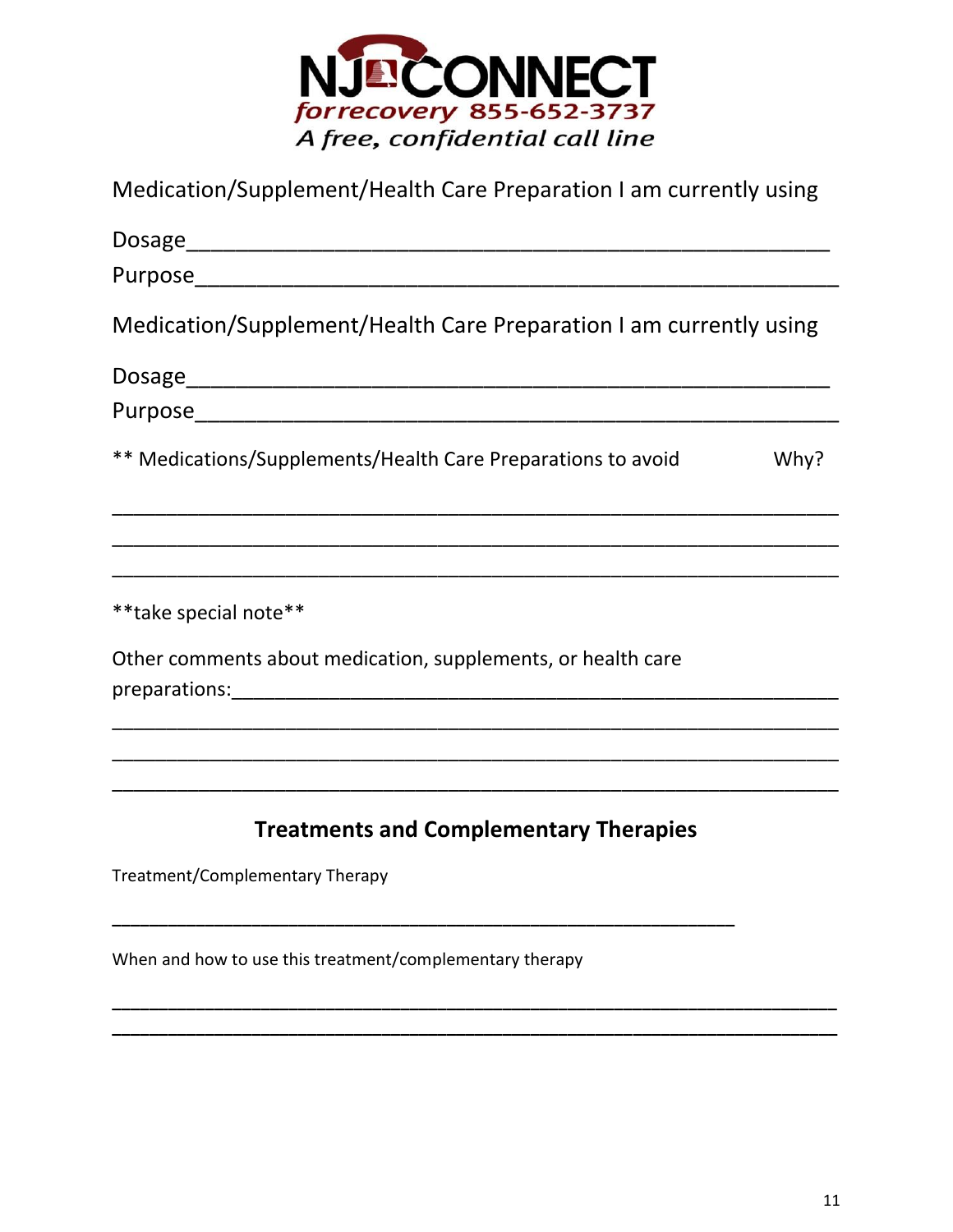NJ CONNECT forrecovery 855-652-3737
*A free, confidential call line*

Medication/Supplement/Health Care Preparation I am currently using

Dosage_______________________________________________

Purpose______________________________________________

Medication/Supplement/Health Care Preparation I am currently using

Dosage_______________________________________________

Purpose______________________________________________

** Medications/Supplements/Health Care Preparations to avoid Why?

_____________________________________________________________

_____________________________________________________________

_____________________________________________________________

**take special note**

Other comments about medication, supplements, or health care preparations:___________________________________________________

_____________________________________________________________

_____________________________________________________________

_____________________________________________________________

## Treatments and Complementary Therapies

Treatment/Complementary Therapy

______________________________________________________

When and how to use this treatment/complementary therapy

_____________________________________________________________

_____________________________________________________________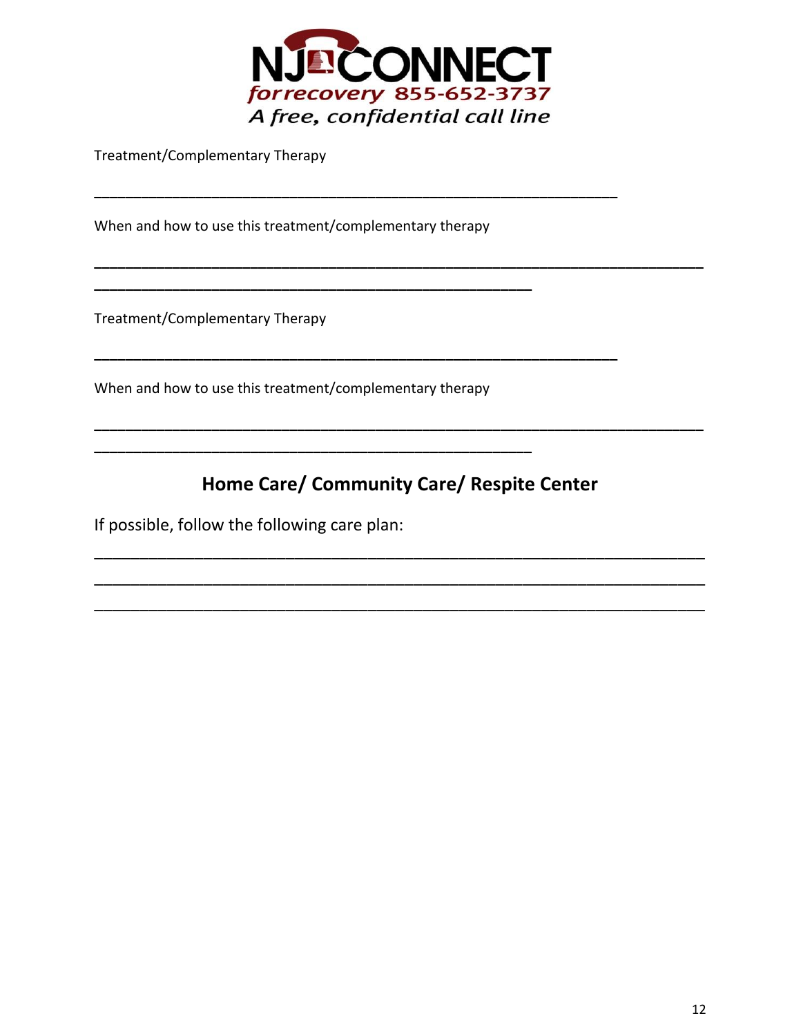NJ CONNECT for recovery 855-652-3737
A free, confidential call line

Treatment/Complementary Therapy

________________________________________________________________

When and how to use this treatment/complementary therapy

___________________________________________________________________________
_____________________________________________________

Treatment/Complementary Therapy

________________________________________________________________

When and how to use this treatment/complementary therapy

___________________________________________________________________________
_____________________________________________________

## Home Care/ Community Care/ Respite Center

If possible, follow the following care plan:

___________________________________________________________________________
___________________________________________________________________________
___________________________________________________________________________